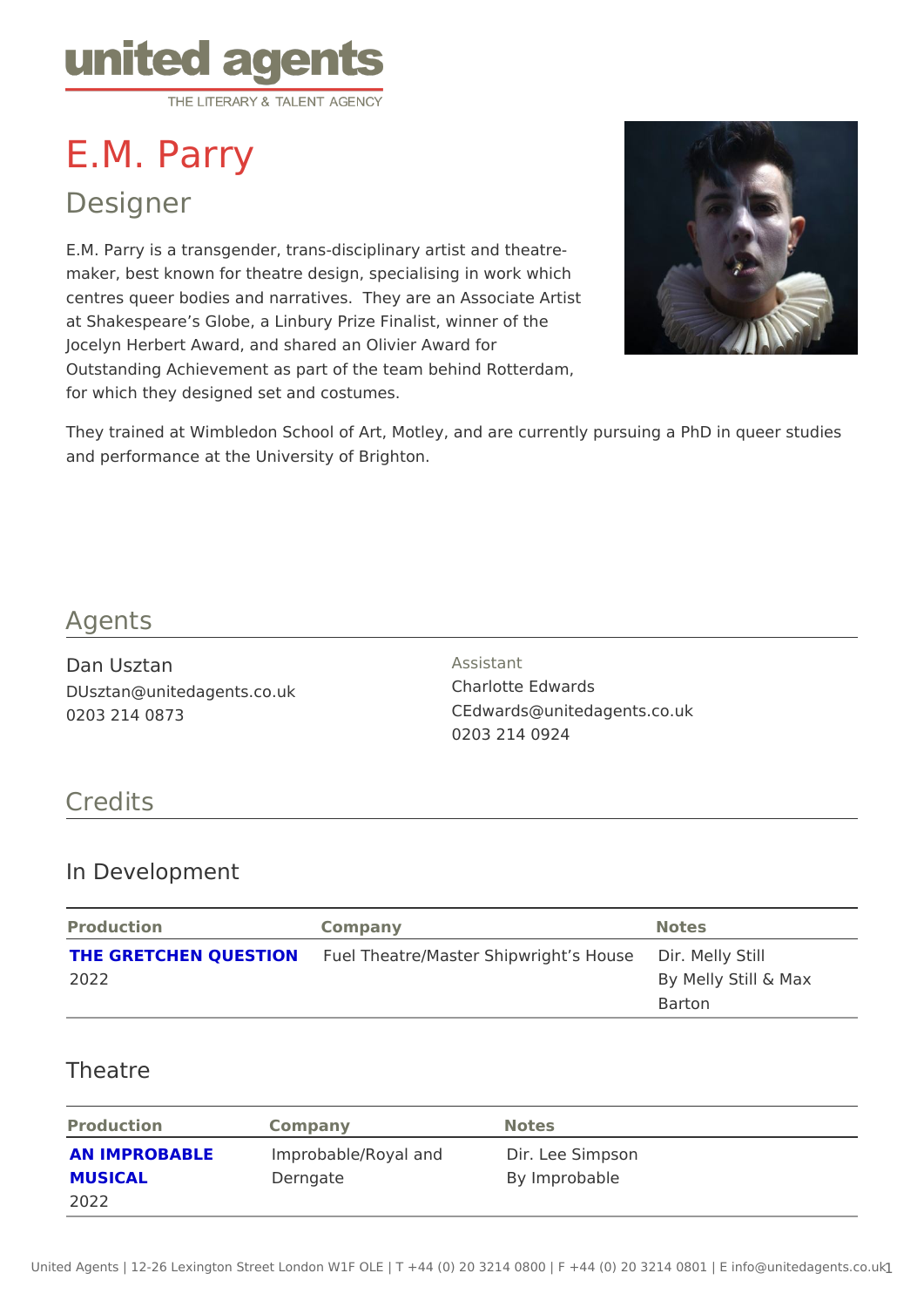# E.M. Parry

## Designer

E.M. Parry is a transgender, trans-disciplinary artist and theatre-maker, best known for theatre design, specialising in work which centres queer bodies and narratives. They are an Associate Artist at Shakespeare's Globe, a Linbury Prize Finalist, winner of the Jocelyn Herbert Award, and shared an Olivier Award for Outstanding Achievement as part of the team behind Rotterdam, for which they designed set and costumes.

They trained at Wimbledon School of Art, Motley, and are currently pursuing a PhD in queer studies and performance at the University of Brighton.

## Agents

Dan Usztan
DUsztan@unitedagents.co.uk
0203 214 0873

Assistant
Charlotte Edwards
CEdwards@unitedagents.co.uk
0203 214 0924

## Credits

### In Development

| Production | Company | Notes |
|---|---|---|
| **THE GRETCHEN QUESTION** 2022 | Fuel Theatre/Master Shipwright's House | Dir. Melly Still By Melly Still & Max Barton |

### Theatre

| Production | Company | Notes |
|---|---|---|
| **AN IMPROBABLE MUSICAL** 2022 | Improbable/Royal and Derngate | Dir. Lee Simpson By Improbable |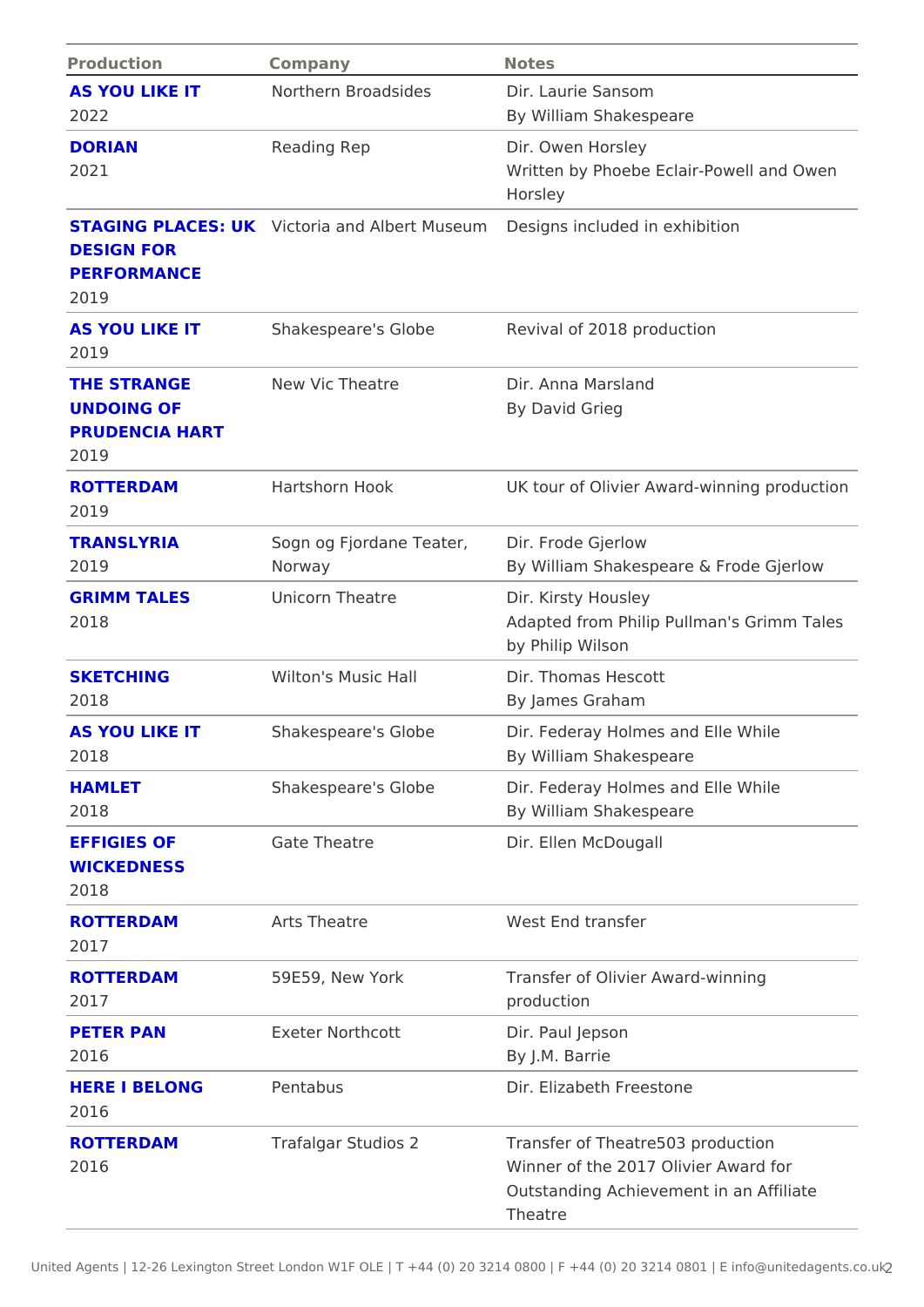| Production | Company | Notes |
|---|---|---|
| **AS YOU LIKE IT** 2022 | Northern Broadsides | Dir. Laurie Sansom By William Shakespeare |
| **DORIAN** 2021 | Reading Rep | Dir. Owen Horsley Written by Phoebe Eclair-Powell and Owen Horsley |
| **STAGING PLACES: UK DESIGN FOR PERFORMANCE** 2019 | Victoria and Albert Museum | Designs included in exhibition |
| **AS YOU LIKE IT** 2019 | Shakespeare's Globe | Revival of 2018 production |
| **THE STRANGE UNDOING OF PRUDENCIA HART** 2019 | New Vic Theatre | Dir. Anna Marsland By David Grieg |
| **ROTTERDAM** 2019 | Hartshorn Hook | UK tour of Olivier Award-winning production |
| **TRANSLYRIA** 2019 | Sogn og Fjordane Teater, Norway | Dir. Frode Gjerlow By William Shakespeare & Frode Gjerlow |
| **GRIMM TALES** 2018 | Unicorn Theatre | Dir. Kirsty Housley Adapted from Philip Pullman's Grimm Tales by Philip Wilson |
| **SKETCHING** 2018 | Wilton's Music Hall | Dir. Thomas Hescott By James Graham |
| **AS YOU LIKE IT** 2018 | Shakespeare's Globe | Dir. Federay Holmes and Elle While By William Shakespeare |
| **HAMLET** 2018 | Shakespeare's Globe | Dir. Federay Holmes and Elle While By William Shakespeare |
| **EFFIGIES OF WICKEDNESS** 2018 | Gate Theatre | Dir. Ellen McDougall |
| **ROTTERDAM** 2017 | Arts Theatre | West End transfer |
| **ROTTERDAM** 2017 | 59E59, New York | Transfer of Olivier Award-winning production |
| **PETER PAN** 2016 | Exeter Northcott | Dir. Paul Jepson By J.M. Barrie |
| **HERE I BELONG** 2016 | Pentabus | Dir. Elizabeth Freestone |
| **ROTTERDAM** 2016 | Trafalgar Studios 2 | Transfer of Theatre503 production Winner of the 2017 Olivier Award for Outstanding Achievement in an Affiliate Theatre |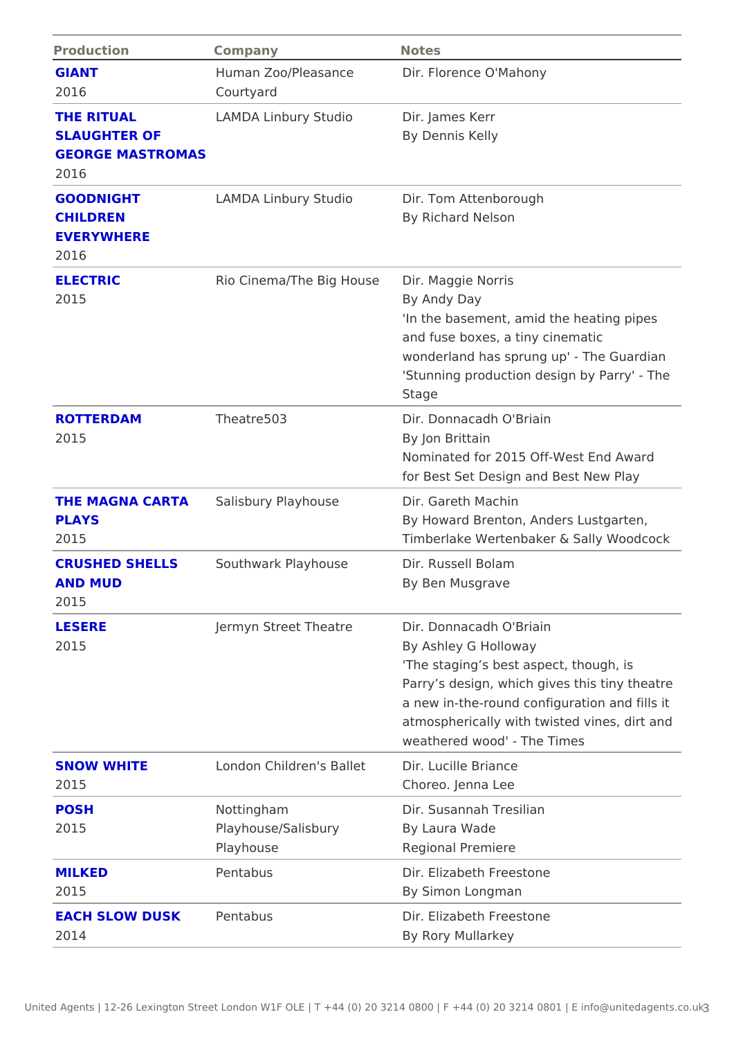| Production | Company | Notes |
|---|---|---|
| **GIANT** 2016 | Human Zoo/Pleasance Courtyard | Dir. Florence O'Mahony |
| **THE RITUAL SLAUGHTER OF GEORGE MASTROMAS** 2016 | LAMDA Linbury Studio | Dir. James Kerr By Dennis Kelly |
| **GOODNIGHT CHILDREN EVERYWHERE** 2016 | LAMDA Linbury Studio | Dir. Tom Attenborough By Richard Nelson |
| **ELECTRIC** 2015 | Rio Cinema/The Big House | Dir. Maggie Norris By Andy Day 'In the basement, amid the heating pipes and fuse boxes, a tiny cinematic wonderland has sprung up' - The Guardian 'Stunning production design by Parry' - The Stage |
| **ROTTERDAM** 2015 | Theatre503 | Dir. Donnacadh O'Briain By Jon Brittain Nominated for 2015 Off-West End Award for Best Set Design and Best New Play |
| **THE MAGNA CARTA PLAYS** 2015 | Salisbury Playhouse | Dir. Gareth Machin By Howard Brenton, Anders Lustgarten, Timberlake Wertenbaker & Sally Woodcock |
| **CRUSHED SHELLS AND MUD** 2015 | Southwark Playhouse | Dir. Russell Bolam By Ben Musgrave |
| **LESERE** 2015 | Jermyn Street Theatre | Dir. Donnacadh O'Briain By Ashley G Holloway 'The staging's best aspect, though, is Parry's design, which gives this tiny theatre a new in-the-round configuration and fills it atmospherically with twisted vines, dirt and weathered wood' - The Times |
| **SNOW WHITE** 2015 | London Children's Ballet | Dir. Lucille Briance Choreo. Jenna Lee |
| **POSH** 2015 | Nottingham Playhouse/Salisbury Playhouse | Dir. Susannah Tresilian By Laura Wade Regional Premiere |
| **MILKED** 2015 | Pentabus | Dir. Elizabeth Freestone By Simon Longman |
| **EACH SLOW DUSK** 2014 | Pentabus | Dir. Elizabeth Freestone By Rory Mullarkey |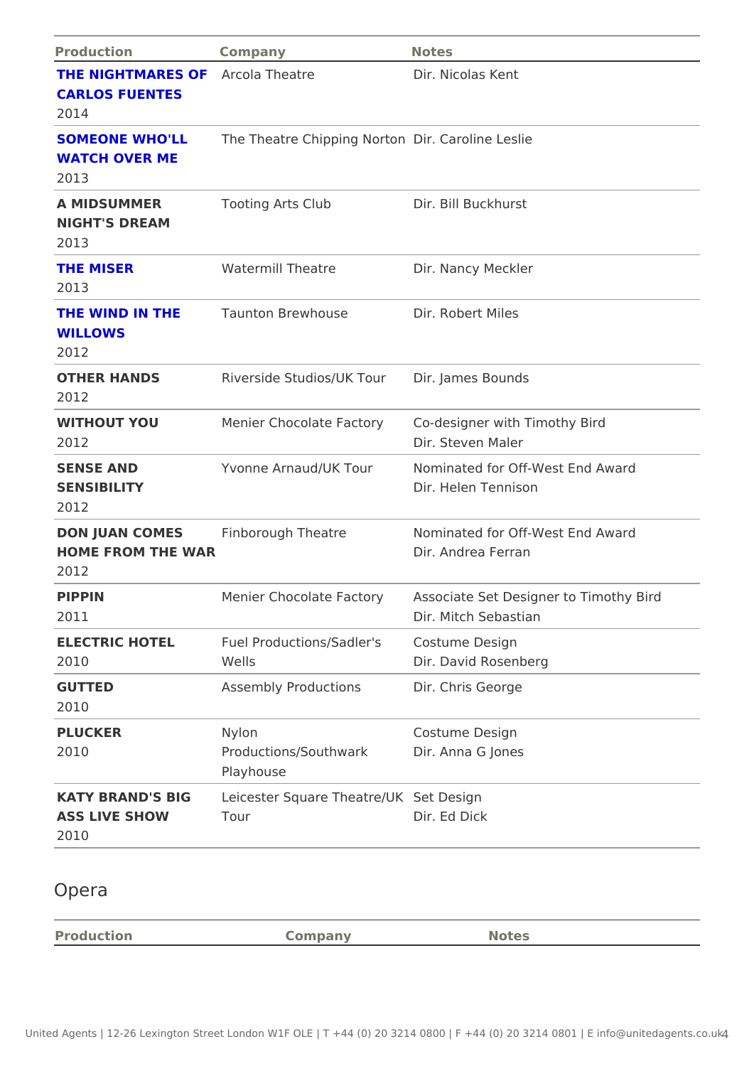| Production | Company | Notes |
|---|---|---|
| **THE NIGHTMARES OF CARLOS FUENTES** 2014 | Arcola Theatre | Dir. Nicolas Kent |
| **SOMEONE WHO'LL WATCH OVER ME** 2013 | The Theatre Chipping Norton | Dir. Caroline Leslie |
| **A MIDSUMMER NIGHT'S DREAM** 2013 | Tooting Arts Club | Dir. Bill Buckhurst |
| **THE MISER** 2013 | Watermill Theatre | Dir. Nancy Meckler |
| **THE WIND IN THE WILLOWS** 2012 | Taunton Brewhouse | Dir. Robert Miles |
| **OTHER HANDS** 2012 | Riverside Studios/UK Tour | Dir. James Bounds |
| **WITHOUT YOU** 2012 | Menier Chocolate Factory | Co-designer with Timothy Bird Dir. Steven Maler |
| **SENSE AND SENSIBILITY** 2012 | Yvonne Arnaud/UK Tour | Nominated for Off-West End Award Dir. Helen Tennison |
| **DON JUAN COMES HOME FROM THE WAR** 2012 | Finborough Theatre | Nominated for Off-West End Award Dir. Andrea Ferran |
| **PIPPIN** 2011 | Menier Chocolate Factory | Associate Set Designer to Timothy Bird Dir. Mitch Sebastian |
| **ELECTRIC HOTEL** 2010 | Fuel Productions/Sadler's Wells | Costume Design Dir. David Rosenberg |
| **GUTTED** 2010 | Assembly Productions | Dir. Chris George |
| **PLUCKER** 2010 | Nylon Productions/Southwark Playhouse | Costume Design Dir. Anna G Jones |
| **KATY BRAND'S BIG ASS LIVE SHOW** 2010 | Leicester Square Theatre/UK Tour | Set Design Dir. Ed Dick |

## Opera

| Production | Company | Notes |
|---|---|---|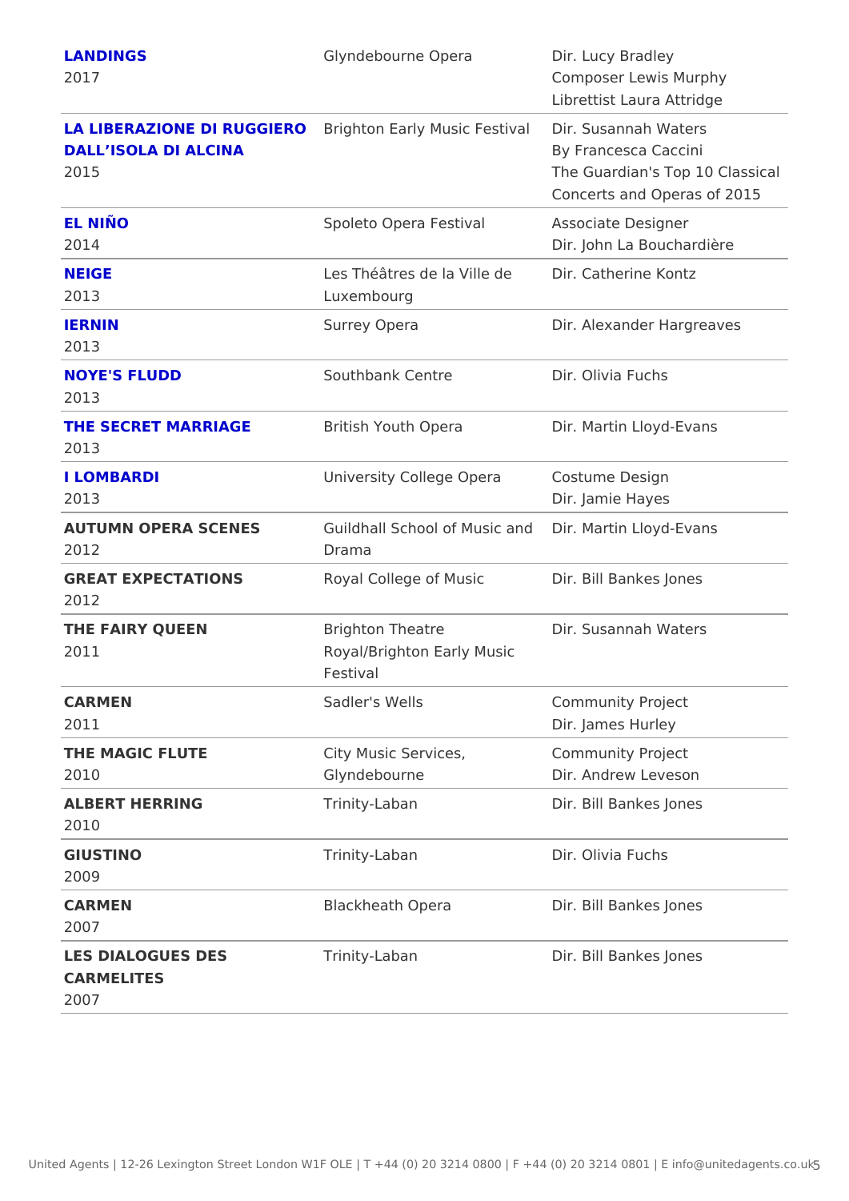| | | |
|---|---|---|
| **LANDINGS**<br>2017 | Glyndebourne Opera | Dir. Lucy Bradley<br>Composer Lewis Murphy<br>Librettist Laura Attridge |
| **LA LIBERAZIONE DI RUGGIERO DALL'ISOLA DI ALCINA**<br>2015 | Brighton Early Music Festival | Dir. Susannah Waters<br>By Francesca Caccini<br>The Guardian's Top 10 Classical Concerts and Operas of 2015 |
| **EL NIÑO**<br>2014 | Spoleto Opera Festival | Associate Designer<br>Dir. John La Bouchardière |
| **NEIGE**<br>2013 | Les Théâtres de la Ville de Luxembourg | Dir. Catherine Kontz |
| **IERNIN**<br>2013 | Surrey Opera | Dir. Alexander Hargreaves |
| **NOYE'S FLUDD**<br>2013 | Southbank Centre | Dir. Olivia Fuchs |
| **THE SECRET MARRIAGE**<br>2013 | British Youth Opera | Dir. Martin Lloyd-Evans |
| **I LOMBARDI**<br>2013 | University College Opera | Costume Design<br>Dir. Jamie Hayes |
| **AUTUMN OPERA SCENES**<br>2012 | Guildhall School of Music and Drama | Dir. Martin Lloyd-Evans |
| **GREAT EXPECTATIONS**<br>2012 | Royal College of Music | Dir. Bill Bankes Jones |
| **THE FAIRY QUEEN**<br>2011 | Brighton Theatre Royal/Brighton Early Music Festival | Dir. Susannah Waters |
| **CARMEN**<br>2011 | Sadler's Wells | Community Project<br>Dir. James Hurley |
| **THE MAGIC FLUTE**<br>2010 | City Music Services, Glyndebourne | Community Project<br>Dir. Andrew Leveson |
| **ALBERT HERRING**<br>2010 | Trinity-Laban | Dir. Bill Bankes Jones |
| **GIUSTINO**<br>2009 | Trinity-Laban | Dir. Olivia Fuchs |
| **CARMEN**<br>2007 | Blackheath Opera | Dir. Bill Bankes Jones |
| **LES DIALOGUES DES CARMELITES**<br>2007 | Trinity-Laban | Dir. Bill Bankes Jones |